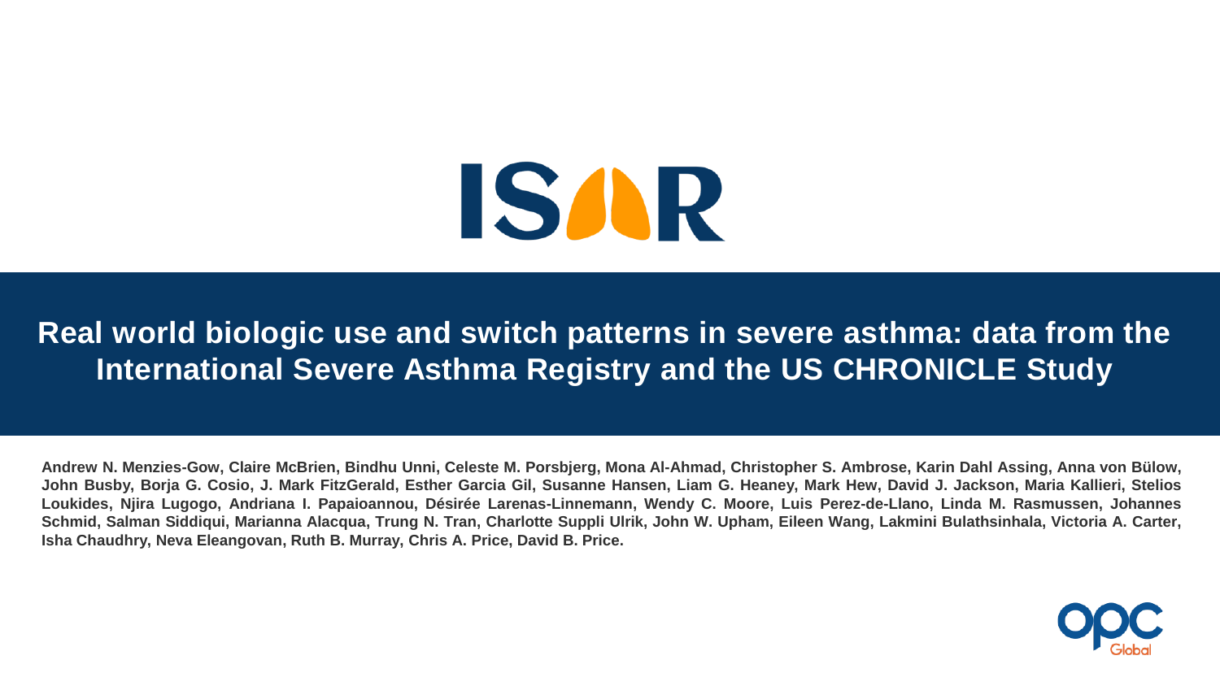ISAR

# Real world biologic use and switch patterns in severe asthma: data from the International Severe Asthma Registry and the US CHRONICLE Study

**Andrew N. Menzies-Gow, Claire McBrien, Bindhu Unni, Celeste M. Porsbjerg, Mona Al-Ahmad, Christopher S. Ambrose, Karin Dahl Assing, Anna von Bülow, John Busby, Borja G. Cosio, J. Mark FitzGerald, Esther Garcia Gil, Susanne Hansen, Liam G. Heaney, Mark Hew, David J. Jackson, Maria Kallieri, Stelios Loukides, Njira Lugogo, Andriana I. Papaioannou, Désirée Larenas-Linnemann, Wendy C. Moore, Luis Perez-de-Llano, Linda M. Rasmussen, Johannes Schmid, Salman Siddiqui, Marianna Alacqua, Trung N. Tran, Charlotte Suppli Ulrik, John W. Upham, Eileen Wang, Lakmini Bulathsinhala, Victoria A. Carter, Isha Chaudhry, Neva Eleangovan, Ruth B. Murray, Chris A. Price, David B. Price.**

OPC Global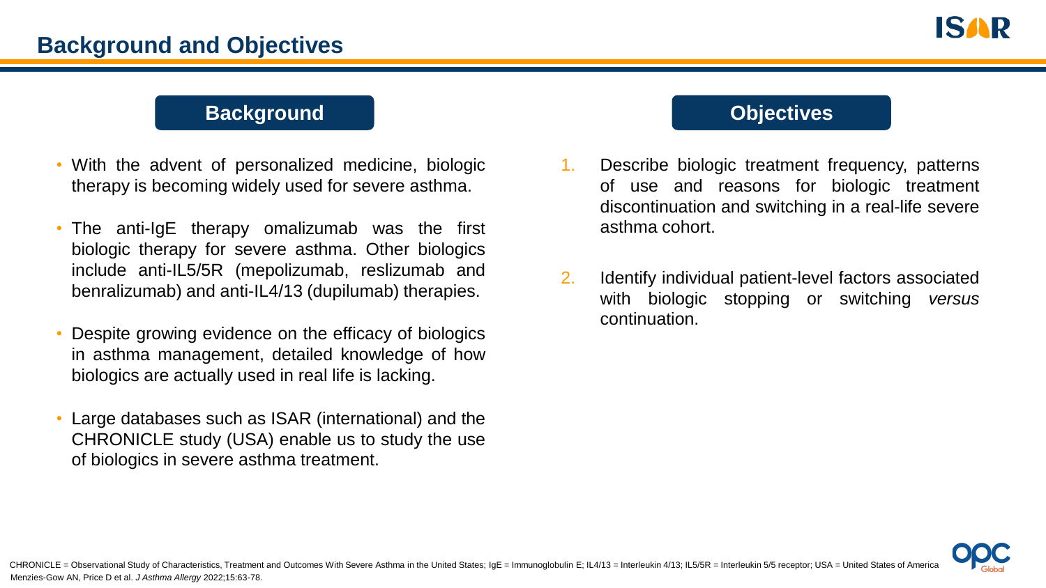# Background and Objectives

## Background

- With the advent of personalized medicine, biologic therapy is becoming widely used for severe asthma.
- The anti-IgE therapy omalizumab was the first biologic therapy for severe asthma. Other biologics include anti-IL5/5R (mepolizumab, reslizumab and benralizumab) and anti-IL4/13 (dupilumab) therapies.
- Despite growing evidence on the efficacy of biologics in asthma management, detailed knowledge of how biologics are actually used in real life is lacking.
- Large databases such as ISAR (international) and the CHRONICLE study (USA) enable us to study the use of biologics in severe asthma treatment.

## Objectives

1. Describe biologic treatment frequency, patterns of use and reasons for biologic treatment discontinuation and switching in a real-life severe asthma cohort.
2. Identify individual patient-level factors associated with biologic stopping or switching *versus* continuation.

CHRONICLE = Observational Study of Characteristics, Treatment and Outcomes With Severe Asthma in the United States; IgE = Immunoglobulin E; IL4/13 = Interleukin 4/13; IL5/5R = Interleukin 5/5 receptor; USA = United States of America

Menzies-Gow AN, Price D et al. *J Asthma Allergy* 2022;15:63-78.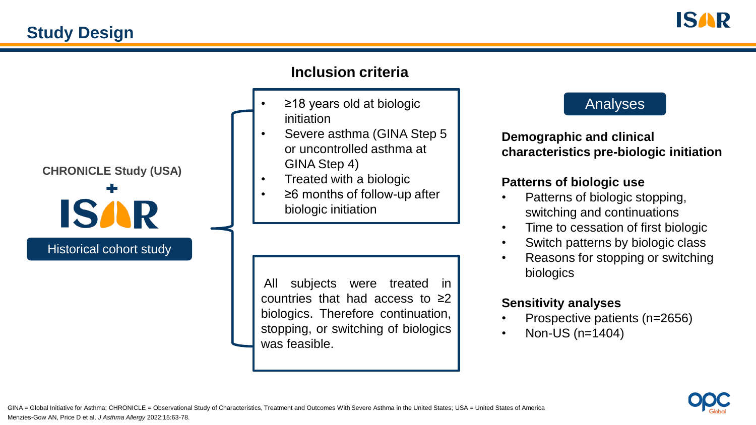## Study Design

**CHRONICLE Study (USA)**

+

ISAR

Historical cohort study

### Inclusion criteria

- ≥18 years old at biologic initiation
- Severe asthma (GINA Step 5 or uncontrolled asthma at GINA Step 4)
- Treated with a biologic
- ≥6 months of follow-up after biologic initiation

All subjects were treated in countries that had access to ≥2 biologics. Therefore continuation, stopping, or switching of biologics was feasible.

### Analyses

**Demographic and clinical characteristics pre-biologic initiation**

**Patterns of biologic use**

- Patterns of biologic stopping, switching and continuations
- Time to cessation of first biologic
- Switch patterns by biologic class
- Reasons for stopping or switching biologics

**Sensitivity analyses**

- Prospective patients (n=2656)
- Non-US (n=1404)

GINA = Global Initiative for Asthma; CHRONICLE = Observational Study of Characteristics, Treatment and Outcomes With Severe Asthma in the United States; USA = United States of America

Menzies-Gow AN, Price D et al. *J Asthma Allergy* 2022;15:63-78.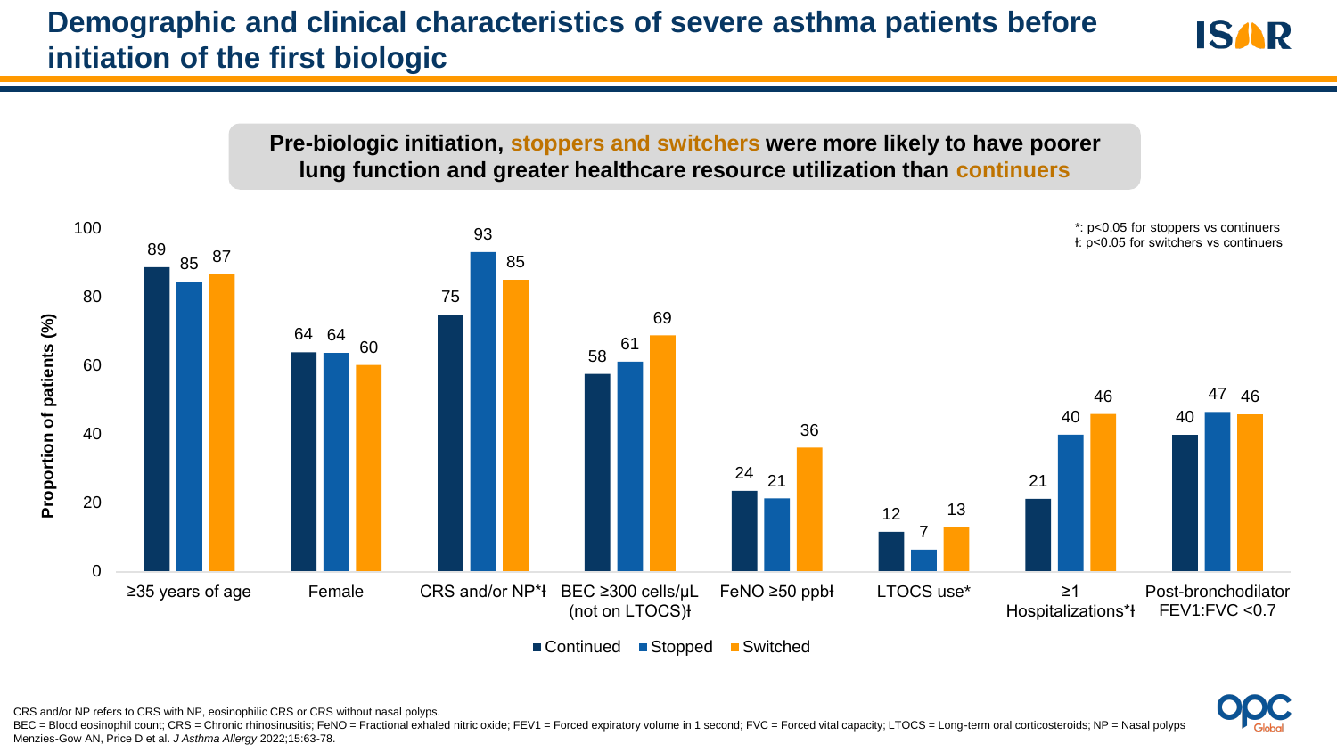# Demographic and clinical characteristics of severe asthma patients before initiation of the first biologic

**Pre-biologic initiation, stoppers and switchers were more likely to have poorer lung function and greater healthcare resource utilization than continuers**

| Characteristic | Continued | Stopped | Switched |
|---|---|---|---|
| ≥35 years of age | 89 | 85 | 87 |
| Female | 64 | 64 | 60 |
| CRS and/or NP*ł | 75 | 93 | 85 |
| BEC ≥300 cells/μL (not on LTOCS)ł | 58 | 61 | 69 |
| FeNO ≥50 ppbł | 24 | 21 | 36 |
| LTOCS use* | 12 | 7 | 13 |
| ≥1 Hospitalizations*ł | 21 | 40 | 46 |
| Post-bronchodilator FEV1:FVC <0.7 | 40 | 47 | 46 |

Proportion of patients (%)

*: $p<0.05$ for stoppers vs continuers
ł: $p<0.05$ for switchers vs continuers

CRS and/or NP refers to CRS with NP, eosinophilic CRS or CRS without nasal polyps.
BEC = Blood eosinophil count; CRS = Chronic rhinosinusitis; FeNO = Fractional exhaled nitric oxide; FEV1 = Forced expiratory volume in 1 second; FVC = Forced vital capacity; LTOCS = Long-term oral corticosteroids; NP = Nasal polyps
Menzies-Gow AN, Price D et al. *J Asthma Allergy* 2022;15:63-78.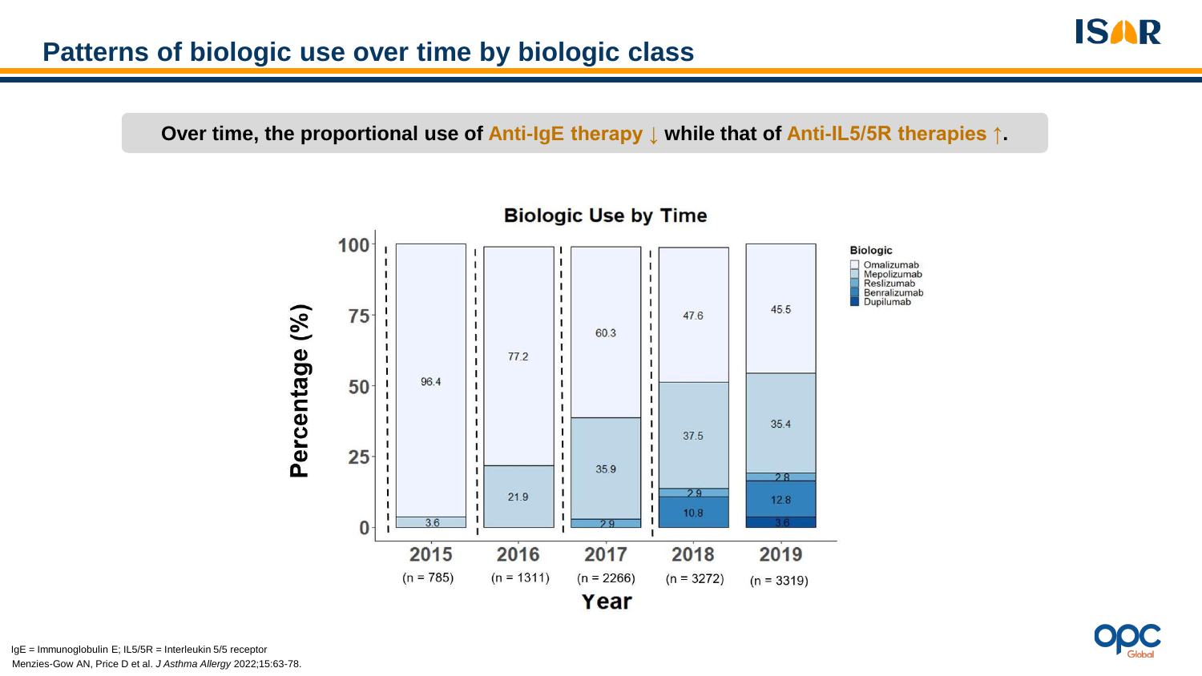## Patterns of biologic use over time by biologic class

**Over time, the proportional use of Anti-IgE therapy ↓ while that of Anti-IL5/5R therapies ↑.**

**Biologic Use by Time**

| Year | Omalizumab (%) | Mepolizumab (%) | Reslizumab (%) | Benralizumab (%) | Dupilumab (%) |
|---|---|---|---|---|---|
| 2015 (n = 785) | 96.4 | 3.6 | | | |
| 2016 (n = 1311) | 77.2 | 21.9 | | | |
| 2017 (n = 2266) | 60.3 | 35.9 | 2.9 | | |
| 2018 (n = 3272) | 47.6 | 37.5 | 2.9 | 10.8 | |
| 2019 (n = 3319) | 45.5 | 35.4 | 2.8 | 12.8 | 3.6 |

IgE = Immunoglobulin E; IL5/5R = Interleukin 5/5 receptor

Menzies-Gow AN, Price D et al. *J Asthma Allergy* 2022;15:63-78.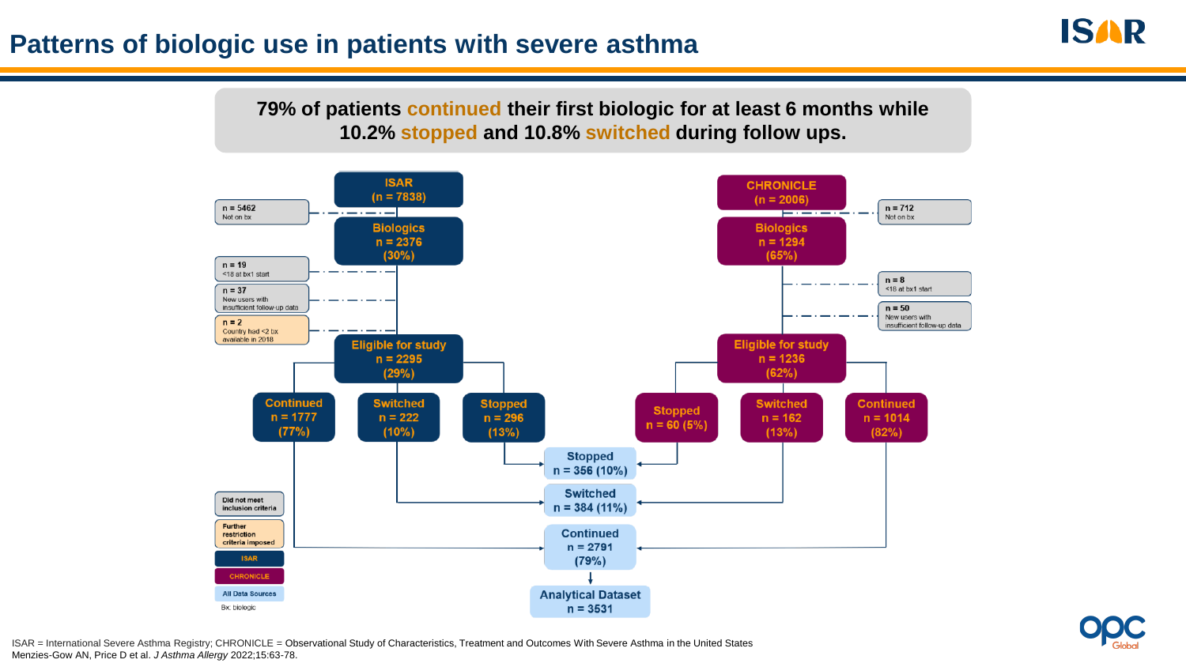# Patterns of biologic use in patients with severe asthma

**79% of patients continued their first biologic for at least 6 months while 10.2% stopped and 10.8% switched during follow ups.**

**ISAR (n = 7838)**

- n = 5462 Not on bx

**Biologics n = 2376 (30%)**

- n = 19 <18 at bx1 start
- n = 37 New users with insufficient follow-up data
- n = 2 Country had <2 bx available in 2018

**Eligible for study n = 2295 (29%)**

- Continued n = 1777 (77%)
- Switched n = 222 (10%)
- Stopped n = 296 (13%)

**CHRONICLE (n = 2006)**

- n = 712 Not on bx

**Biologics n = 1294 (65%)**

- n = 8 <18 at bx1 start
- n = 50 New users with insufficient follow-up data

**Eligible for study n = 1236 (62%)**

- Stopped n = 60 (5%)
- Switched n = 162 (13%)
- Continued n = 1014 (82%)

**All Data Sources**

- Stopped n = 356 (10%)
- Switched n = 384 (11%)
- Continued n = 2791 (79%)

**Analytical Dataset n = 3531**

Legend: Did not meet inclusion criteria; Further restriction criteria imposed; ISAR; CHRONICLE; All Data Sources; Bx: biologic

ISAR = International Severe Asthma Registry; CHRONICLE = Observational Study of Characteristics, Treatment and Outcomes With Severe Asthma in the United States
Menzies-Gow AN, Price D et al. *J Asthma Allergy* 2022;15:63-78.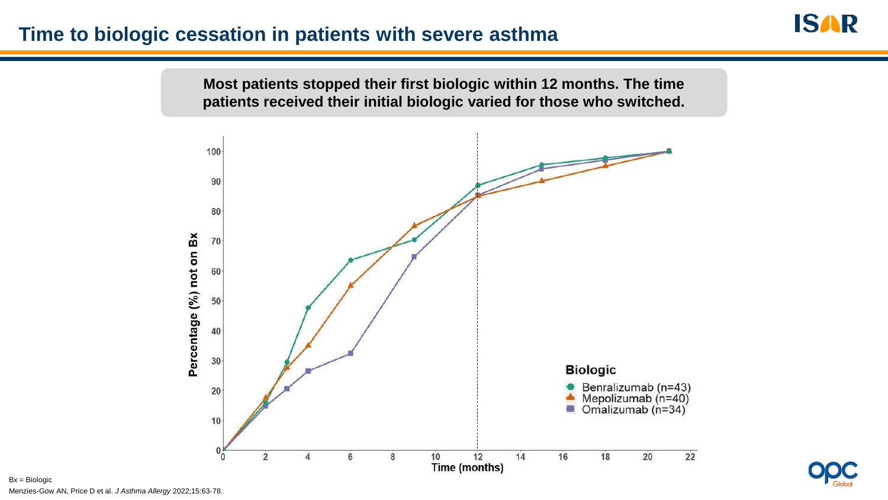# Time to biologic cessation in patients with severe asthma

**Most patients stopped their first biologic within 12 months. The time patients received their initial biologic varied for those who switched.**

Percentage (%) not on Bx

Time (months)

**Biologic**

- Benralizumab (n=43)
- Mepolizumab (n=40)
- Omalizumab (n=34)

Bx = Biologic

Menzies-Gow AN, Price D et al. *J Asthma Allergy* 2022;15:63-78.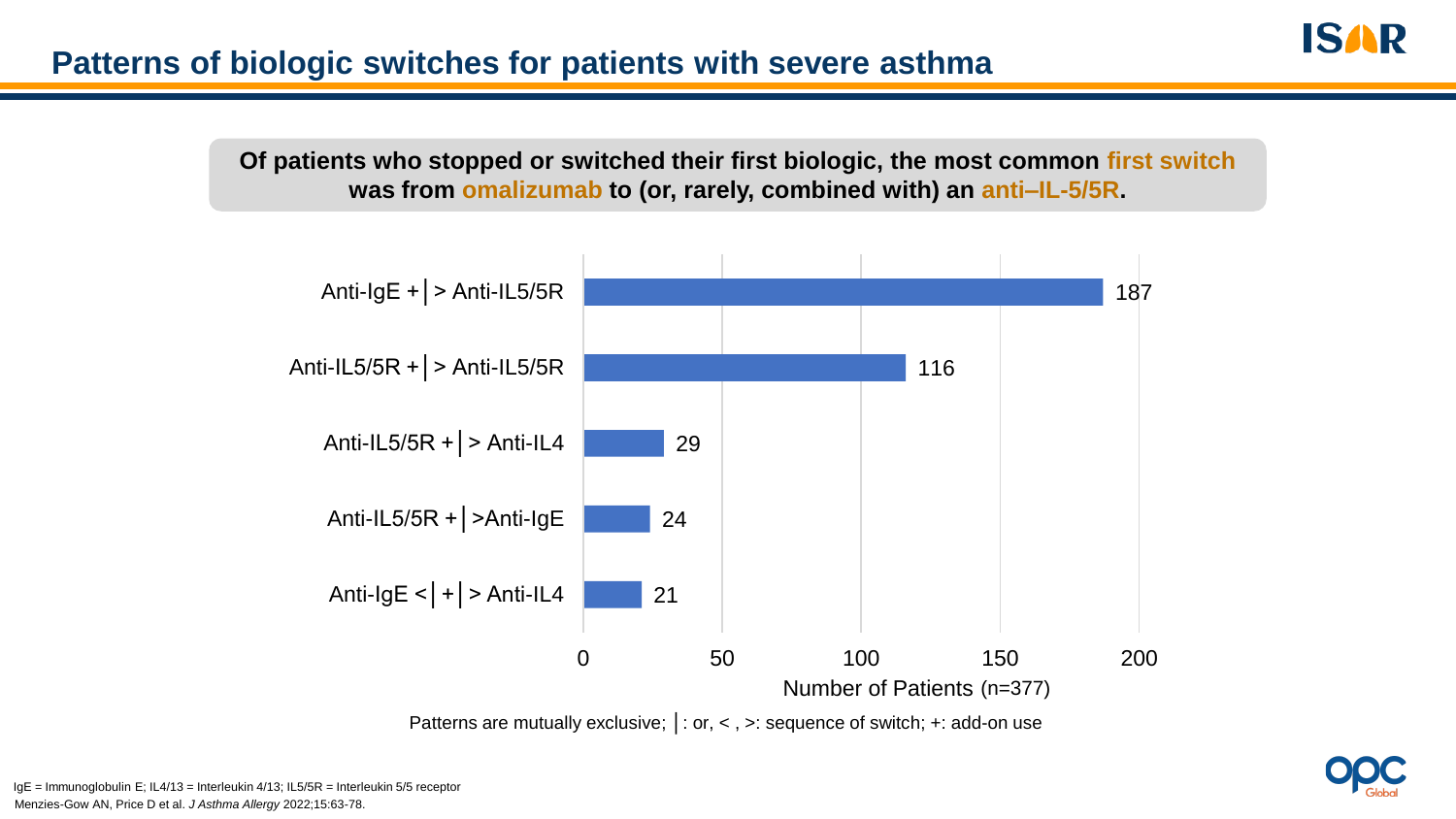# Patterns of biologic switches for patients with severe asthma

**Of patients who stopped or switched their first biologic, the most common first switch was from omalizumab to (or, rarely, combined with) an anti–IL-5/5R.**

| Pattern | Number of Patients (n=377) |
|---|---|
| Anti-IgE +│> Anti-IL5/5R | 187 |
| Anti-IL5/5R +│> Anti-IL5/5R | 116 |
| Anti-IL5/5R +│> Anti-IL4 | 29 |
| Anti-IL5/5R +│>Anti-IgE | 24 |
| Anti-IgE <│+│> Anti-IL4 | 21 |

Patterns are mutually exclusive; │: or, < , >: sequence of switch; +: add-on use

IgE = Immunoglobulin E; IL4/13 = Interleukin 4/13; IL5/5R = Interleukin 5/5 receptor

Menzies-Gow AN, Price D et al. *J Asthma Allergy* 2022;15:63-78.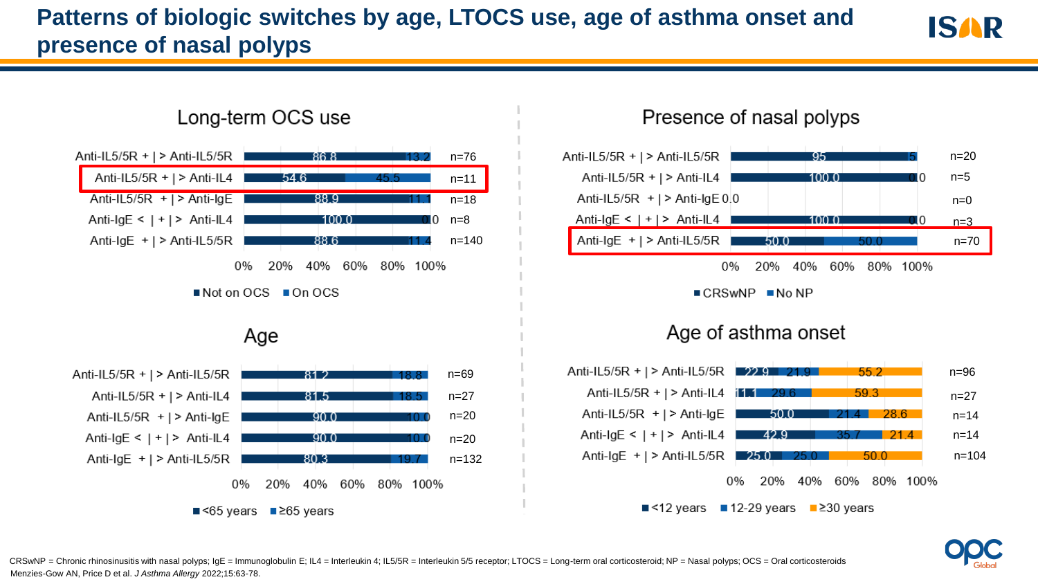# Patterns of biologic switches by age, LTOCS use, age of asthma onset and presence of nasal polyps

### Long-term OCS use

| Switch | Not on OCS | On OCS | n |
|---|---|---|---|
| Anti-IL5/5R + \| > Anti-IL5/5R | 86.8 | 13.2 | n=76 |
| Anti-IL5/5R + \| > Anti-IL4 | 54.6 | 45.5 | n=11 |
| Anti-IL5/5R + \| > Anti-IgE | 88.9 | 11.1 | n=18 |
| Anti-IgE < \| + \| > Anti-IL4 | 100.0 | 0 | n=8 |
| Anti-IgE + \| > Anti-IL5/5R | 88.6 | 11.4 | n=140 |

### Presence of nasal polyps

| Switch | CRSwNP | No NP | n |
|---|---|---|---|
| Anti-IL5/5R + \| > Anti-IL5/5R | 95 | 5 | n=20 |
| Anti-IL5/5R + \| > Anti-IL4 | 100.0 | 0 | n=5 |
| Anti-IL5/5R + \| > Anti-IgE | 0.0 | 0 | n=0 |
| Anti-IgE < \| + \| > Anti-IL4 | 100.0 | 0 | n=3 |
| Anti-IgE + \| > Anti-IL5/5R | 50.0 | 50.0 | n=70 |

### Age

| Switch | <65 years | ≥65 years | n |
|---|---|---|---|
| Anti-IL5/5R + \| > Anti-IL5/5R | 81.2 | 18.8 | n=69 |
| Anti-IL5/5R + \| > Anti-IL4 | 81.5 | 18.5 | n=27 |
| Anti-IL5/5R + \| > Anti-IgE | 90.0 | 10.0 | n=20 |
| Anti-IgE < \| + \| > Anti-IL4 | 90.0 | 10.0 | n=20 |
| Anti-IgE + \| > Anti-IL5/5R | 80.3 | 19.7 | n=132 |

### Age of asthma onset

| Switch | <12 years | 12-29 years | ≥30 years | n |
|---|---|---|---|---|
| Anti-IL5/5R + \| > Anti-IL5/5R | 22.9 | 21.9 | 55.2 | n=96 |
| Anti-IL5/5R + \| > Anti-IL4 | 11.1 | 29.6 | 59.3 | n=27 |
| Anti-IL5/5R + \| > Anti-IgE | 50.0 | 21.4 | 28.6 | n=14 |
| Anti-IgE < \| + \| > Anti-IL4 | 42.9 | 35.7 | 21.4 | n=14 |
| Anti-IgE + \| > Anti-IL5/5R | 25.0 | 25.0 | 50.0 | n=104 |

CRSwNP = Chronic rhinosinusitis with nasal polyps; IgE = Immunoglobulin E; IL4 = Interleukin 4; IL5/5R = Interleukin 5/5 receptor; LTOCS = Long-term oral corticosteroid; NP = Nasal polyps; OCS = Oral corticosteroids

Menzies-Gow AN, Price D et al. *J Asthma Allergy* 2022;15:63-78.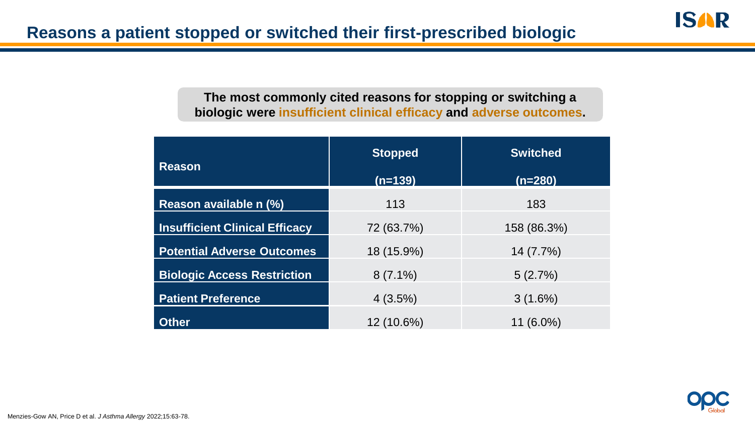# Reasons a patient stopped or switched their first-prescribed biologic

**The most commonly cited reasons for stopping or switching a biologic were insufficient clinical efficacy and adverse outcomes.**

| Reason | Stopped (n=139) | Switched (n=280) |
| --- | --- | --- |
| **Reason available n (%)** | 113 | 183 |
| **Insufficient Clinical Efficacy** | 72 (63.7%) | 158 (86.3%) |
| **Potential Adverse Outcomes** | 18 (15.9%) | 14 (7.7%) |
| **Biologic Access Restriction** | 8 (7.1%) | 5 (2.7%) |
| **Patient Preference** | 4 (3.5%) | 3 (1.6%) |
| **Other** | 12 (10.6%) | 11 (6.0%) |

Menzies-Gow AN, Price D et al. *J Asthma Allergy* 2022;15:63-78.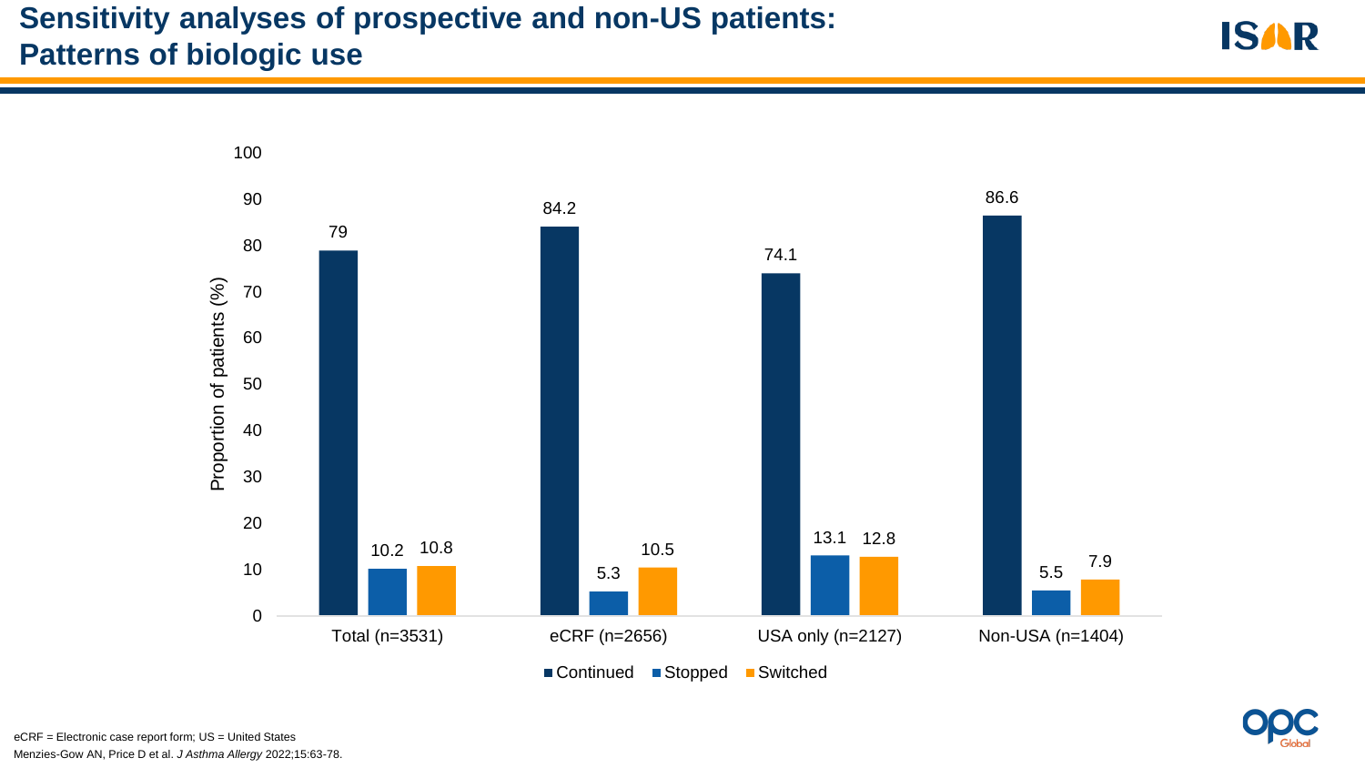# Sensitivity analyses of prospective and non-US patients: Patterns of biologic use

| Proportion of patients (%) | Total (n=3531) | eCRF (n=2656) | USA only (n=2127) | Non-USA (n=1404) |
|---|---|---|---|---|
| Continued | 79 | 84.2 | 74.1 | 86.6 |
| Stopped | 10.2 | 5.3 | 13.1 | 5.5 |
| Switched | 10.8 | 10.5 | 12.8 | 7.9 |

eCRF = Electronic case report form; US = United States

Menzies-Gow AN, Price D et al. *J Asthma Allergy* 2022;15:63-78.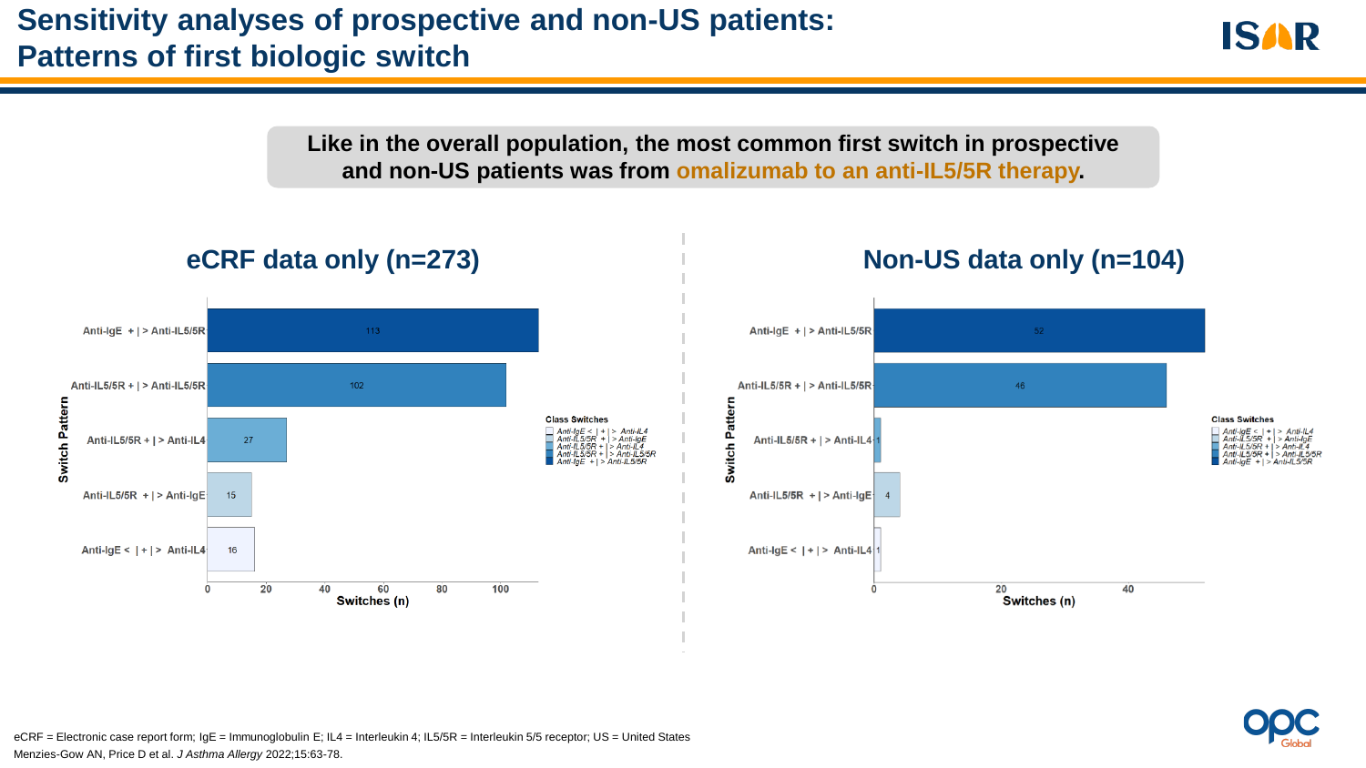# Sensitivity analyses of prospective and non-US patients: Patterns of first biologic switch

**Like in the overall population, the most common first switch in prospective and non-US patients was from omalizumab to an anti-IL5/5R therapy.**

## eCRF data only (n=273)

| Switch Pattern | Switches (n) |
| --- | --- |
| Anti-IgE + \| > Anti-IL5/5R | 113 |
| Anti-IL5/5R + \| > Anti-IL5/5R | 102 |
| Anti-IL5/5R + \| > Anti-IL4 | 27 |
| Anti-IL5/5R + \| > Anti-IgE | 15 |
| Anti-IgE < \| + \| > Anti-IL4 | 16 |

## Non-US data only (n=104)

| Switch Pattern | Switches (n) |
| --- | --- |
| Anti-IgE + \| > Anti-IL5/5R | 52 |
| Anti-IL5/5R + \| > Anti-IL5/5R | 46 |
| Anti-IL5/5R + \| > Anti-IL4 | 1 |
| Anti-IL5/5R + \| > Anti-IgE | 4 |
| Anti-IgE < \| + \| > Anti-IL4 | 1 |

eCRF = Electronic case report form; IgE = Immunoglobulin E; IL4 = Interleukin 4; IL5/5R = Interleukin 5/5 receptor; US = United States

Menzies-Gow AN, Price D et al. *J Asthma Allergy* 2022;15:63-78.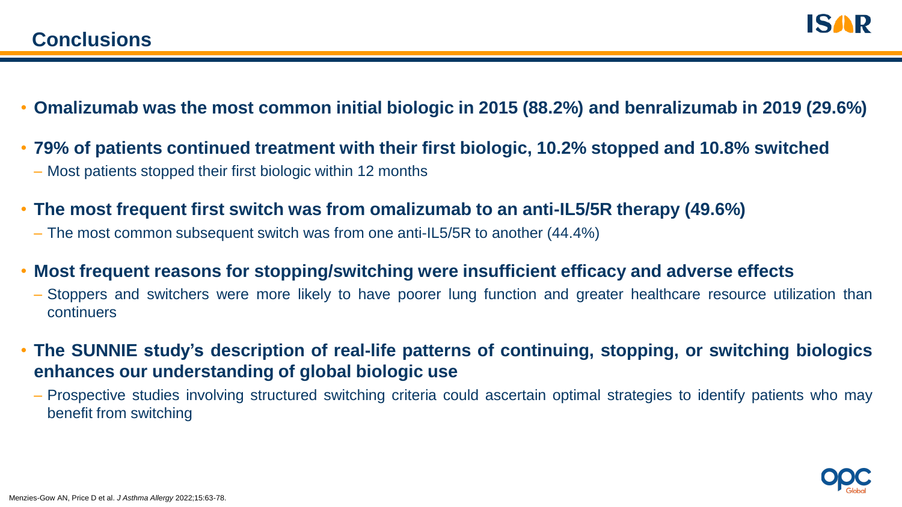## Conclusions

- **Omalizumab was the most common initial biologic in 2015 (88.2%) and benralizumab in 2019 (29.6%)**
- **79% of patients continued treatment with their first biologic, 10.2% stopped and 10.8% switched**
  - Most patients stopped their first biologic within 12 months
- **The most frequent first switch was from omalizumab to an anti-IL5/5R therapy (49.6%)**
  - The most common subsequent switch was from one anti-IL5/5R to another (44.4%)
- **Most frequent reasons for stopping/switching were insufficient efficacy and adverse effects**
  - Stoppers and switchers were more likely to have poorer lung function and greater healthcare resource utilization than continuers
- **The SUNNIE study's description of real-life patterns of continuing, stopping, or switching biologics enhances our understanding of global biologic use**
  - Prospective studies involving structured switching criteria could ascertain optimal strategies to identify patients who may benefit from switching

Menzies-Gow AN, Price D et al. *J Asthma Allergy* 2022;15:63-78.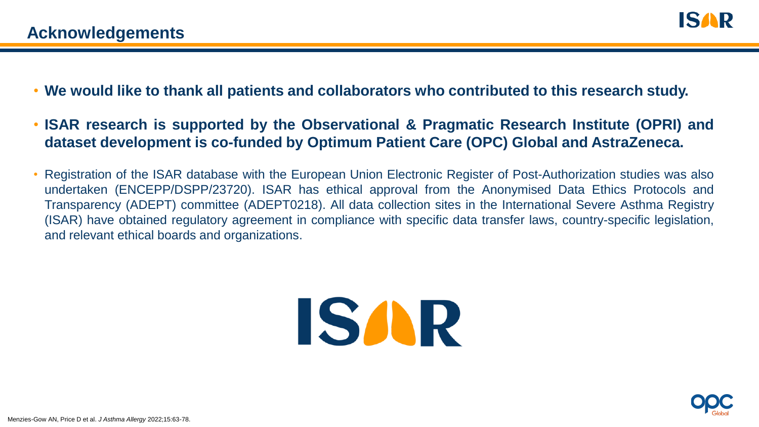## Acknowledgements

- **We would like to thank all patients and collaborators who contributed to this research study.**
- **ISAR research is supported by the Observational & Pragmatic Research Institute (OPRI) and dataset development is co-funded by Optimum Patient Care (OPC) Global and AstraZeneca.**
- Registration of the ISAR database with the European Union Electronic Register of Post-Authorization studies was also undertaken (ENCEPP/DSPP/23720). ISAR has ethical approval from the Anonymised Data Ethics Protocols and Transparency (ADEPT) committee (ADEPT0218). All data collection sites in the International Severe Asthma Registry (ISAR) have obtained regulatory agreement in compliance with specific data transfer laws, country-specific legislation, and relevant ethical boards and organizations.

Menzies-Gow AN, Price D et al. *J Asthma Allergy* 2022;15:63-78.